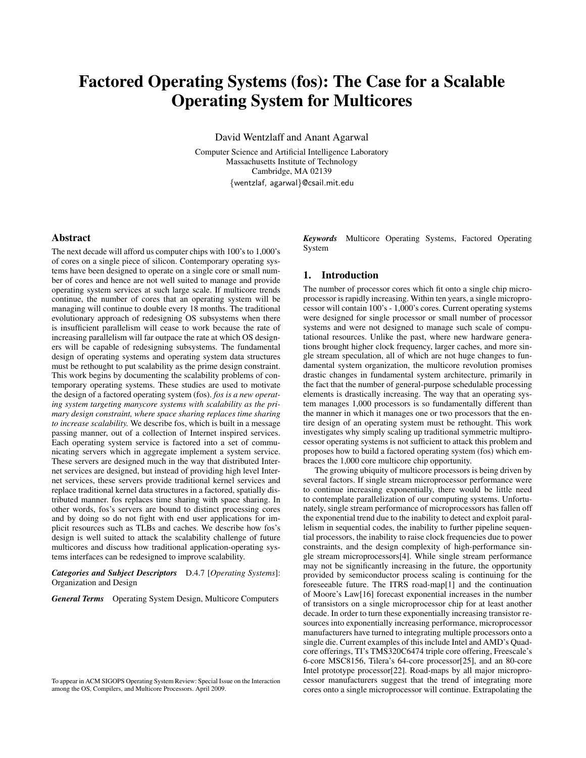# Factored Operating Systems (fos): The Case for a Scalable Operating System for Multicores

David Wentzlaff and Anant Agarwal

Computer Science and Artificial Intelligence Laboratory
Massachusetts Institute of Technology
Cambridge, MA 02139
{wentzlaf, agarwal}@csail.mit.edu

## Abstract

The next decade will afford us computer chips with 100's to 1,000's of cores on a single piece of silicon. Contemporary operating systems have been designed to operate on a single core or small number of cores and hence are not well suited to manage and provide operating system services at such large scale. If multicore trends continue, the number of cores that an operating system will be managing will continue to double every 18 months. The traditional evolutionary approach of redesigning OS subsystems when there is insufficient parallelism will cease to work because the rate of increasing parallelism will far outpace the rate at which OS designers will be capable of redesigning subsystems. The fundamental design of operating systems and operating system data structures must be rethought to put scalability as the prime design constraint. This work begins by documenting the scalability problems of contemporary operating systems. These studies are used to motivate the design of a factored operating system (fos). *fos is a new operating system targeting manycore systems with scalability as the primary design constraint, where space sharing replaces time sharing to increase scalability.* We describe fos, which is built in a message passing manner, out of a collection of Internet inspired services. Each operating system service is factored into a set of communicating servers which in aggregate implement a system service. These servers are designed much in the way that distributed Internet services are designed, but instead of providing high level Internet services, these servers provide traditional kernel services and replace traditional kernel data structures in a factored, spatially distributed manner. fos replaces time sharing with space sharing. In other words, fos's servers are bound to distinct processing cores and by doing so do not fight with end user applications for implicit resources such as TLBs and caches. We describe how fos's design is well suited to attack the scalability challenge of future multicores and discuss how traditional application-operating systems interfaces can be redesigned to improve scalability.

***Categories and Subject Descriptors*** D.4.7 [*Operating Systems*]: Organization and Design

***General Terms*** Operating System Design, Multicore Computers

To appear in ACM SIGOPS Operating System Review: Special Issue on the Interaction among the OS, Compilers, and Multicore Processors. April 2009.

***Keywords*** Multicore Operating Systems, Factored Operating System

## 1. Introduction

The number of processor cores which fit onto a single chip microprocessor is rapidly increasing. Within ten years, a single microprocessor will contain 100's - 1,000's cores. Current operating systems were designed for single processor or small number of processor systems and were not designed to manage such scale of computational resources. Unlike the past, where new hardware generations brought higher clock frequency, larger caches, and more single stream speculation, all of which are not huge changes to fundamental system organization, the multicore revolution promises drastic changes in fundamental system architecture, primarily in the fact that the number of general-purpose schedulable processing elements is drastically increasing. The way that an operating system manages 1,000 processors is so fundamentally different than the manner in which it manages one or two processors that the entire design of an operating system must be rethought. This work investigates why simply scaling up traditional symmetric multiprocessor operating systems is not sufficient to attack this problem and proposes how to build a factored operating system (fos) which embraces the 1,000 core multicore chip opportunity.

The growing ubiquity of multicore processors is being driven by several factors. If single stream microprocessor performance were to continue increasing exponentially, there would be little need to contemplate parallelization of our computing systems. Unfortunately, single stream performance of microprocessors has fallen off the exponential trend due to the inability to detect and exploit parallelism in sequential codes, the inability to further pipeline sequential processors, the inability to raise clock frequencies due to power constraints, and the design complexity of high-performance single stream microprocessors[4]. While single stream performance may not be significantly increasing in the future, the opportunity provided by semiconductor process scaling is continuing for the foreseeable future. The ITRS road-map[1] and the continuation of Moore's Law[16] forecast exponential increases in the number of transistors on a single microprocessor chip for at least another decade. In order to turn these exponentially increasing transistor resources into exponentially increasing performance, microprocessor manufacturers have turned to integrating multiple processors onto a single die. Current examples of this include Intel and AMD's Quad-core offerings, TI's TMS320C6474 triple core offering, Freescale's 6-core MSC8156, Tilera's 64-core processor[25], and an 80-core Intel prototype processor[22]. Road-maps by all major microprocessor manufacturers suggest that the trend of integrating more cores onto a single microprocessor will continue. Extrapolating the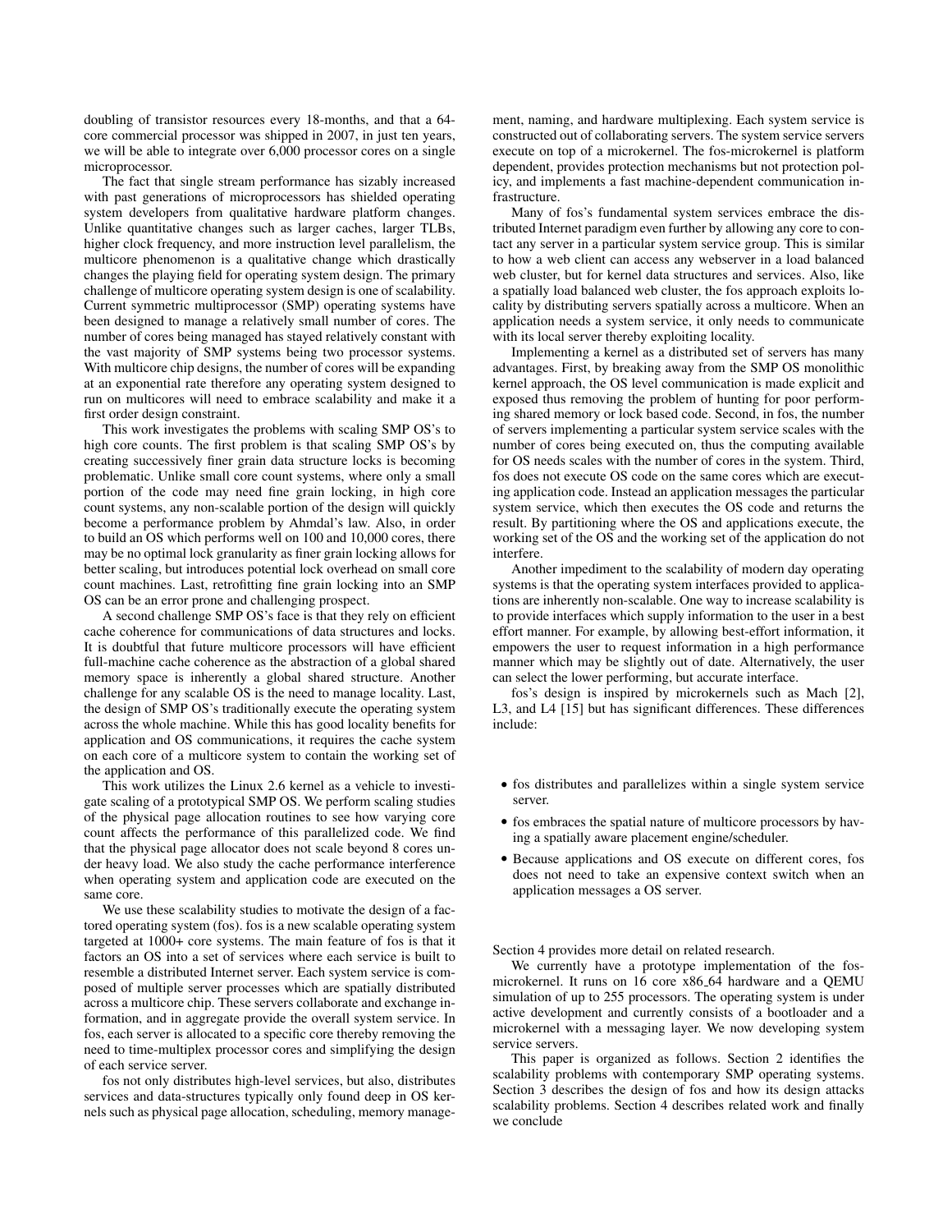doubling of transistor resources every 18-months, and that a 64-core commercial processor was shipped in 2007, in just ten years, we will be able to integrate over 6,000 processor cores on a single microprocessor.

The fact that single stream performance has sizably increased with past generations of microprocessors has shielded operating system developers from qualitative hardware platform changes. Unlike quantitative changes such as larger caches, larger TLBs, higher clock frequency, and more instruction level parallelism, the multicore phenomenon is a qualitative change which drastically changes the playing field for operating system design. The primary challenge of multicore operating system design is one of scalability. Current symmetric multiprocessor (SMP) operating systems have been designed to manage a relatively small number of cores. The number of cores being managed has stayed relatively constant with the vast majority of SMP systems being two processor systems. With multicore chip designs, the number of cores will be expanding at an exponential rate therefore any operating system designed to run on multicores will need to embrace scalability and make it a first order design constraint.

This work investigates the problems with scaling SMP OS's to high core counts. The first problem is that scaling SMP OS's by creating successively finer grain data structure locks is becoming problematic. Unlike small core count systems, where only a small portion of the code may need fine grain locking, in high core count systems, any non-scalable portion of the design will quickly become a performance problem by Ahmdal's law. Also, in order to build an OS which performs well on 100 and 10,000 cores, there may be no optimal lock granularity as finer grain locking allows for better scaling, but introduces potential lock overhead on small core count machines. Last, retrofitting fine grain locking into an SMP OS can be an error prone and challenging prospect.

A second challenge SMP OS's face is that they rely on efficient cache coherence for communications of data structures and locks. It is doubtful that future multicore processors will have efficient full-machine cache coherence as the abstraction of a global shared memory space is inherently a global shared structure. Another challenge for any scalable OS is the need to manage locality. Last, the design of SMP OS's traditionally execute the operating system across the whole machine. While this has good locality benefits for application and OS communications, it requires the cache system on each core of a multicore system to contain the working set of the application and OS.

This work utilizes the Linux 2.6 kernel as a vehicle to investigate scaling of a prototypical SMP OS. We perform scaling studies of the physical page allocation routines to see how varying core count affects the performance of this parallelized code. We find that the physical page allocator does not scale beyond 8 cores under heavy load. We also study the cache performance interference when operating system and application code are executed on the same core.

We use these scalability studies to motivate the design of a factored operating system (fos). fos is a new scalable operating system targeted at 1000+ core systems. The main feature of fos is that it factors an OS into a set of services where each service is built to resemble a distributed Internet server. Each system service is composed of multiple server processes which are spatially distributed across a multicore chip. These servers collaborate and exchange information, and in aggregate provide the overall system service. In fos, each server is allocated to a specific core thereby removing the need to time-multiplex processor cores and simplifying the design of each service server.

fos not only distributes high-level services, but also, distributes services and data-structures typically only found deep in OS kernels such as physical page allocation, scheduling, memory management, naming, and hardware multiplexing. Each system service is constructed out of collaborating servers. The system service servers execute on top of a microkernel. The fos-microkernel is platform dependent, provides protection mechanisms but not protection policy, and implements a fast machine-dependent communication infrastructure.

Many of fos's fundamental system services embrace the distributed Internet paradigm even further by allowing any core to contact any server in a particular system service group. This is similar to how a web client can access any webserver in a load balanced web cluster, but for kernel data structures and services. Also, like a spatially load balanced web cluster, the fos approach exploits locality by distributing servers spatially across a multicore. When an application needs a system service, it only needs to communicate with its local server thereby exploiting locality.

Implementing a kernel as a distributed set of servers has many advantages. First, by breaking away from the SMP OS monolithic kernel approach, the OS level communication is made explicit and exposed thus removing the problem of hunting for poor performing shared memory or lock based code. Second, in fos, the number of servers implementing a particular system service scales with the number of cores being executed on, thus the computing available for OS needs scales with the number of cores in the system. Third, fos does not execute OS code on the same cores which are executing application code. Instead an application messages the particular system service, which then executes the OS code and returns the result. By partitioning where the OS and applications execute, the working set of the OS and the working set of the application do not interfere.

Another impediment to the scalability of modern day operating systems is that the operating system interfaces provided to applications are inherently non-scalable. One way to increase scalability is to provide interfaces which supply information to the user in a best effort manner. For example, by allowing best-effort information, it empowers the user to request information in a high performance manner which may be slightly out of date. Alternatively, the user can select the lower performing, but accurate interface.

fos's design is inspired by microkernels such as Mach [2], L3, and L4 [15] but has significant differences. These differences include:

- fos distributes and parallelizes within a single system service server.
- fos embraces the spatial nature of multicore processors by having a spatially aware placement engine/scheduler.
- Because applications and OS execute on different cores, fos does not need to take an expensive context switch when an application messages a OS server.

Section 4 provides more detail on related research.

We currently have a prototype implementation of the fos-microkernel. It runs on 16 core x86_64 hardware and a QEMU simulation of up to 255 processors. The operating system is under active development and currently consists of a bootloader and a microkernel with a messaging layer. We now developing system service servers.

This paper is organized as follows. Section 2 identifies the scalability problems with contemporary SMP operating systems. Section 3 describes the design of fos and how its design attacks scalability problems. Section 4 describes related work and finally we conclude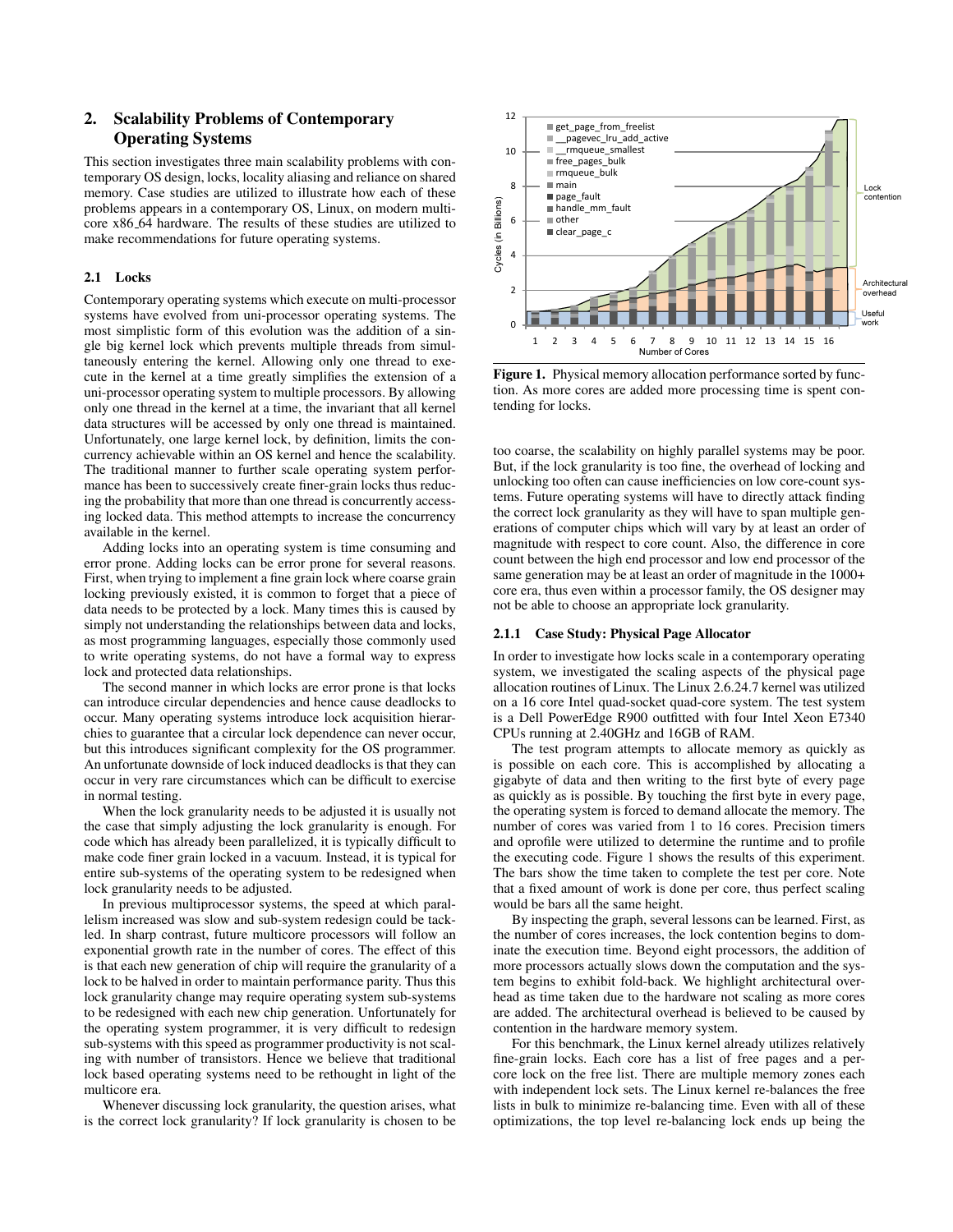## 2. Scalability Problems of Contemporary Operating Systems

This section investigates three main scalability problems with contemporary OS design, locks, locality aliasing and reliance on shared memory. Case studies are utilized to illustrate how each of these problems appears in a contemporary OS, Linux, on modern multicore x86_64 hardware. The results of these studies are utilized to make recommendations for future operating systems.

### 2.1 Locks

Contemporary operating systems which execute on multi-processor systems have evolved from uni-processor operating systems. The most simplistic form of this evolution was the addition of a single big kernel lock which prevents multiple threads from simultaneously entering the kernel. Allowing only one thread to execute in the kernel at a time greatly simplifies the extension of a uni-processor operating system to multiple processors. By allowing only one thread in the kernel at a time, the invariant that all kernel data structures will be accessed by only one thread is maintained. Unfortunately, one large kernel lock, by definition, limits the concurrency achievable within an OS kernel and hence the scalability. The traditional manner to further scale operating system performance has been to successively create finer-grain locks thus reducing the probability that more than one thread is concurrently accessing locked data. This method attempts to increase the concurrency available in the kernel.

Adding locks into an operating system is time consuming and error prone. Adding locks can be error prone for several reasons. First, when trying to implement a fine grain lock where coarse grain locking previously existed, it is common to forget that a piece of data needs to be protected by a lock. Many times this is caused by simply not understanding the relationships between data and locks, as most programming languages, especially those commonly used to write operating systems, do not have a formal way to express lock and protected data relationships.

The second manner in which locks are error prone is that locks can introduce circular dependencies and hence cause deadlocks to occur. Many operating systems introduce lock acquisition hierarchies to guarantee that a circular lock dependence can never occur, but this introduces significant complexity for the OS programmer. An unfortunate downside of lock induced deadlocks is that they can occur in very rare circumstances which can be difficult to exercise in normal testing.

When the lock granularity needs to be adjusted it is usually not the case that simply adjusting the lock granularity is enough. For code which has already been parallelized, it is typically difficult to make code finer grain locked in a vacuum. Instead, it is typical for entire sub-systems of the operating system to be redesigned when lock granularity needs to be adjusted.

In previous multiprocessor systems, the speed at which parallelism increased was slow and sub-system redesign could be tackled. In sharp contrast, future multicore processors will follow an exponential growth rate in the number of cores. The effect of this is that each new generation of chip will require the granularity of a lock to be halved in order to maintain performance parity. Thus this lock granularity change may require operating system sub-systems to be redesigned with each new chip generation. Unfortunately for the operating system programmer, it is very difficult to redesign sub-systems with this speed as programmer productivity is not scaling with number of transistors. Hence we believe that traditional lock based operating systems need to be rethought in light of the multicore era.

Whenever discussing lock granularity, the question arises, what is the correct lock granularity? If lock granularity is chosen to be too coarse, the scalability on highly parallel systems may be poor. But, if the lock granularity is too fine, the overhead of locking and unlocking too often can cause inefficiencies on low core-count systems. Future operating systems will have to directly attack finding the correct lock granularity as they will have to span multiple generations of computer chips which will vary by at least an order of magnitude with respect to core count. Also, the difference in core count between the high end processor and low end processor of the same generation may be at least an order of magnitude in the 1000+ core era, thus even within a processor family, the OS designer may not be able to choose an appropriate lock granularity.

**Figure 1.** Physical memory allocation performance sorted by function. As more cores are added more processing time is spent contending for locks.

#### 2.1.1 Case Study: Physical Page Allocator

In order to investigate how locks scale in a contemporary operating system, we investigated the scaling aspects of the physical page allocation routines of Linux. The Linux 2.6.24.7 kernel was utilized on a 16 core Intel quad-socket quad-core system. The test system is a Dell PowerEdge R900 outfitted with four Intel Xeon E7340 CPUs running at 2.40GHz and 16GB of RAM.

The test program attempts to allocate memory as quickly as is possible on each core. This is accomplished by allocating a gigabyte of data and then writing to the first byte of every page as quickly as is possible. By touching the first byte in every page, the operating system is forced to demand allocate the memory. The number of cores was varied from 1 to 16 cores. Precision timers and oprofile were utilized to determine the runtime and to profile the executing code. Figure 1 shows the results of this experiment. The bars show the time taken to complete the test per core. Note that a fixed amount of work is done per core, thus perfect scaling would be bars all the same height.

By inspecting the graph, several lessons can be learned. First, as the number of cores increases, the lock contention begins to dominate the execution time. Beyond eight processors, the addition of more processors actually slows down the computation and the system begins to exhibit fold-back. We highlight architectural overhead as time taken due to the hardware not scaling as more cores are added. The architectural overhead is believed to be caused by contention in the hardware memory system.

For this benchmark, the Linux kernel already utilizes relatively fine-grain locks. Each core has a list of free pages and a per-core lock on the free list. There are multiple memory zones each with independent lock sets. The Linux kernel re-balances the free lists in bulk to minimize re-balancing time. Even with all of these optimizations, the top level re-balancing lock ends up being the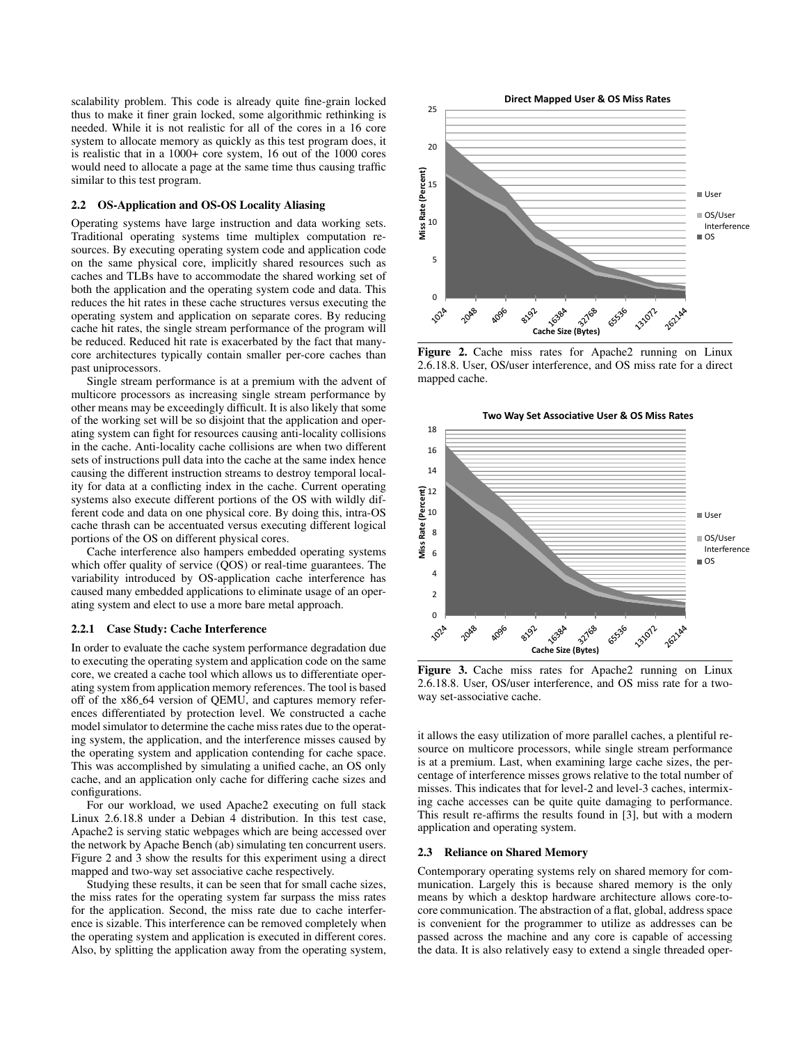scalability problem. This code is already quite fine-grain locked thus to make it finer grain locked, some algorithmic rethinking is needed. While it is not realistic for all of the cores in a 16 core system to allocate memory as quickly as this test program does, it is realistic that in a 1000+ core system, 16 out of the 1000 cores would need to allocate a page at the same time thus causing traffic similar to this test program.

### 2.2 OS-Application and OS-OS Locality Aliasing

Operating systems have large instruction and data working sets. Traditional operating systems time multiplex computation resources. By executing operating system code and application code on the same physical core, implicitly shared resources such as caches and TLBs have to accommodate the shared working set of both the application and the operating system code and data. This reduces the hit rates in these cache structures versus executing the operating system and application on separate cores. By reducing cache hit rates, the single stream performance of the program will be reduced. Reduced hit rate is exacerbated by the fact that many-core architectures typically contain smaller per-core caches than past uniprocessors.

Single stream performance is at a premium with the advent of multicore processors as increasing single stream performance by other means may be exceedingly difficult. It is also likely that some of the working set will be so disjoint that the application and operating system can fight for resources causing anti-locality collisions in the cache. Anti-locality cache collisions are when two different sets of instructions pull data into the cache at the same index hence causing the different instruction streams to destroy temporal locality for data at a conflicting index in the cache. Current operating systems also execute different portions of the OS with wildly different code and data on one physical core. By doing this, intra-OS cache thrash can be accentuated versus executing different logical portions of the OS on different physical cores.

Cache interference also hampers embedded operating systems which offer quality of service (QOS) or real-time guarantees. The variability introduced by OS-application cache interference has caused many embedded applications to eliminate usage of an operating system and elect to use a more bare metal approach.

#### 2.2.1 Case Study: Cache Interference

In order to evaluate the cache system performance degradation due to executing the operating system and application code on the same core, we created a cache tool which allows us to differentiate operating system from application memory references. The tool is based off of the x86_64 version of QEMU, and captures memory references differentiated by protection level. We constructed a cache model simulator to determine the cache miss rates due to the operating system, the application, and the interference misses caused by the operating system and application contending for cache space. This was accomplished by simulating a unified cache, an OS only cache, and an application only cache for differing cache sizes and configurations.

For our workload, we used Apache2 executing on full stack Linux 2.6.18.8 under a Debian 4 distribution. In this test case, Apache2 is serving static webpages which are being accessed over the network by Apache Bench (ab) simulating ten concurrent users. Figure 2 and 3 show the results for this experiment using a direct mapped and two-way set associative cache respectively.

Studying these results, it can be seen that for small cache sizes, the miss rates for the operating system far surpass the miss rates for the application. Second, the miss rate due to cache interference is sizable. This interference can be removed completely when the operating system and application is executed in different cores. Also, by splitting the application away from the operating system, it allows the easy utilization of more parallel caches, a plentiful resource on multicore processors, while single stream performance is at a premium. Last, when examining large cache sizes, the percentage of interference misses grows relative to the total number of misses. This indicates that for level-2 and level-3 caches, intermixing cache accesses can be quite quite damaging to performance. This result re-affirms the results found in [3], but with a modern application and operating system.

Direct Mapped User & OS Miss Rates

Miss Rate (Percent)

0
5
10
15
20
25

1024
2048
4096
8192
16384
32768
65536
131072
262144

Cache Size (Bytes)

User
OS/User Interference
OS

**Figure 2.** Cache miss rates for Apache2 running on Linux 2.6.18.8. User, OS/user interference, and OS miss rate for a direct mapped cache.

Two Way Set Associative User & OS Miss Rates

Miss Rate (Percent)

0
2
4
6
8
10
12
14
16
18

1024
2048
4096
8192
16384
32768
65536
131072
262144

Cache Size (Bytes)

User
OS/User Interference
OS

**Figure 3.** Cache miss rates for Apache2 running on Linux 2.6.18.8. User, OS/user interference, and OS miss rate for a two-way set-associative cache.

### 2.3 Reliance on Shared Memory

Contemporary operating systems rely on shared memory for communication. Largely this is because shared memory is the only means by which a desktop hardware architecture allows core-to-core communication. The abstraction of a flat, global, address space is convenient for the programmer to utilize as addresses can be passed across the machine and any core is capable of accessing the data. It is also relatively easy to extend a single threaded oper-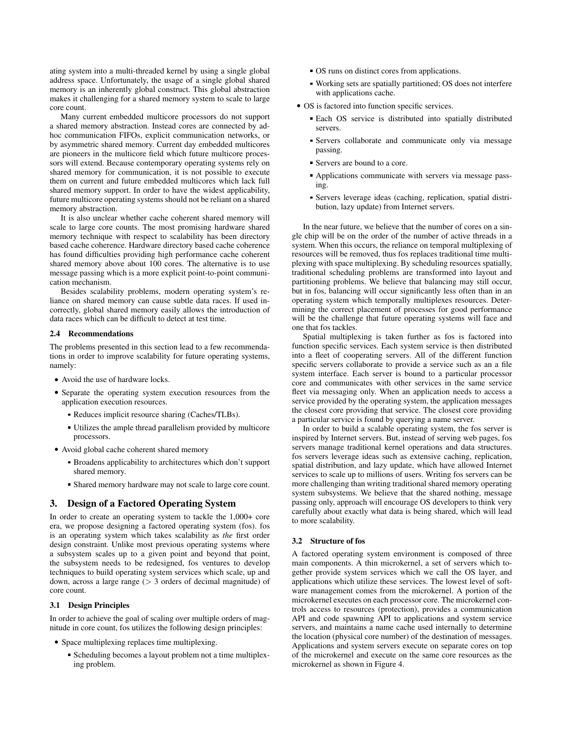ating system into a multi-threaded kernel by using a single global address space. Unfortunately, the usage of a single global shared memory is an inherently global construct. This global abstraction makes it challenging for a shared memory system to scale to large core count.

Many current embedded multicore processors do not support a shared memory abstraction. Instead cores are connected by ad-hoc communication FIFOs, explicit communication networks, or by asymmetric shared memory. Current day embedded multicores are pioneers in the multicore field which future multicore processors will extend. Because contemporary operating systems rely on shared memory for communication, it is not possible to execute them on current and future embedded multicores which lack full shared memory support. In order to have the widest applicability, future multicore operating systems should not be reliant on a shared memory abstraction.

It is also unclear whether cache coherent shared memory will scale to large core counts. The most promising hardware shared memory technique with respect to scalability has been directory based cache coherence. Hardware directory based cache coherence has found difficulties providing high performance cache coherent shared memory above about 100 cores. The alternative is to use message passing which is a more explicit point-to-point communication mechanism.

Besides scalability problems, modern operating system's reliance on shared memory can cause subtle data races. If used incorrectly, global shared memory easily allows the introduction of data races which can be difficult to detect at test time.

### 2.4 Recommendations

The problems presented in this section lead to a few recommendations in order to improve scalability for future operating systems, namely:

- Avoid the use of hardware locks.
- Separate the operating system execution resources from the application execution resources.
  - Reduces implicit resource sharing (Caches/TLBs).
  - Utilizes the ample thread parallelism provided by multicore processors.
- Avoid global cache coherent shared memory
  - Broadens applicability to architectures which don't support shared memory.
  - Shared memory hardware may not scale to large core count.

## 3. Design of a Factored Operating System

In order to create an operating system to tackle the 1,000+ core era, we propose designing a factored operating system (fos). fos is an operating system which takes scalability as *the* first order design constraint. Unlike most previous operating systems where a subsystem scales up to a given point and beyond that point, the subsystem needs to be redesigned, fos ventures to develop techniques to build operating system services which scale, up and down, across a large range (> 3 orders of decimal magnitude) of core count.

### 3.1 Design Principles

In order to achieve the goal of scaling over multiple orders of magnitude in core count, fos utilizes the following design principles:

- Space multiplexing replaces time multiplexing.
  - Scheduling becomes a layout problem not a time multiplexing problem.
  - OS runs on distinct cores from applications.
  - Working sets are spatially partitioned; OS does not interfere with applications cache.
- OS is factored into function specific services.
  - Each OS service is distributed into spatially distributed servers.
  - Servers collaborate and communicate only via message passing.
  - Servers are bound to a core.
  - Applications communicate with servers via message passing.
  - Servers leverage ideas (caching, replication, spatial distribution, lazy update) from Internet servers.

In the near future, we believe that the number of cores on a single chip will be on the order of the number of active threads in a system. When this occurs, the reliance on temporal multiplexing of resources will be removed, thus fos replaces traditional time multiplexing with space multiplexing. By scheduling resources spatially, traditional scheduling problems are transformed into layout and partitioning problems. We believe that balancing may still occur, but in fos, balancing will occur significantly less often than in an operating system which temporally multiplexes resources. Determining the correct placement of processes for good performance will be the challenge that future operating systems will face and one that fos tackles.

Spatial multiplexing is taken further as fos is factored into function specific services. Each system service is then distributed into a fleet of cooperating servers. All of the different function specific servers collaborate to provide a service such as an a file system interface. Each server is bound to a particular processor core and communicates with other services in the same service fleet via messaging only. When an application needs to access a service provided by the operating system, the application messages the closest core providing that service. The closest core providing a particular service is found by querying a name server.

In order to build a scalable operating system, the fos server is inspired by Internet servers. But, instead of serving web pages, fos servers manage traditional kernel operations and data structures. fos servers leverage ideas such as extensive caching, replication, spatial distribution, and lazy update, which have allowed Internet services to scale up to millions of users. Writing fos servers can be more challenging than writing traditional shared memory operating system subsystems. We believe that the shared nothing, message passing only, approach will encourage OS developers to think very carefully about exactly what data is being shared, which will lead to more scalability.

### 3.2 Structure of fos

A factored operating system environment is composed of three main components. A thin microkernel, a set of servers which together provide system services which we call the OS layer, and applications which utilize these services. The lowest level of software management comes from the microkernel. A portion of the microkernel executes on each processor core. The microkernel controls access to resources (protection), provides a communication API and code spawning API to applications and system service servers, and maintains a name cache used internally to determine the location (physical core number) of the destination of messages. Applications and system servers execute on separate cores on top of the microkernel and execute on the same core resources as the microkernel as shown in Figure 4.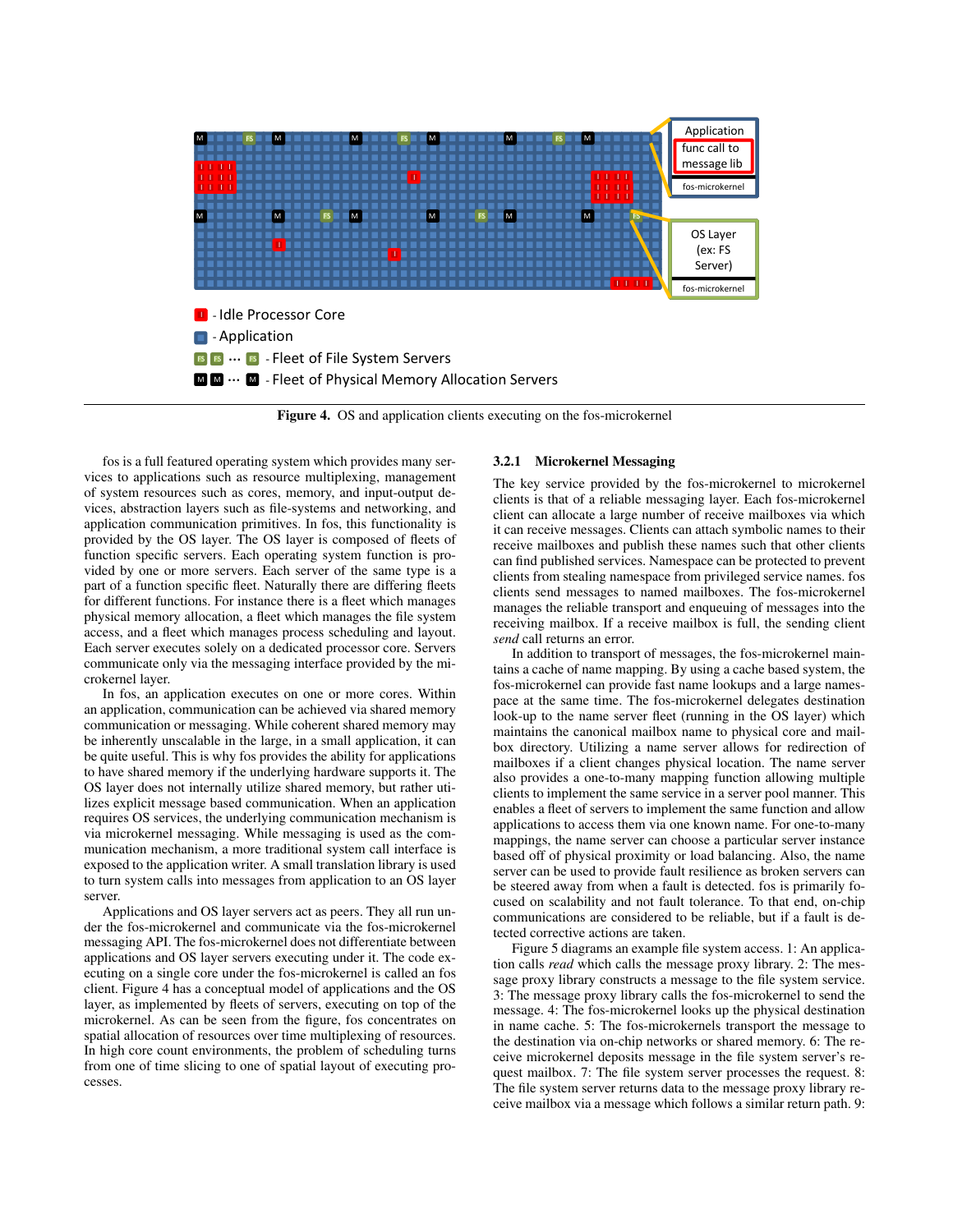Application

func call to message lib

fos-microkernel

OS Layer (ex: FS Server)

fos-microkernel

I - Idle Processor Core

- Application

FS FS ··· FS - Fleet of File System Servers

M M ··· M - Fleet of Physical Memory Allocation Servers

**Figure 4.** OS and application clients executing on the fos-microkernel

fos is a full featured operating system which provides many services to applications such as resource multiplexing, management of system resources such as cores, memory, and input-output devices, abstraction layers such as file-systems and networking, and application communication primitives. In fos, this functionality is provided by the OS layer. The OS layer is composed of fleets of function specific servers. Each operating system function is provided by one or more servers. Each server of the same type is a part of a function specific fleet. Naturally there are differing fleets for different functions. For instance there is a fleet which manages physical memory allocation, a fleet which manages the file system access, and a fleet which manages process scheduling and layout. Each server executes solely on a dedicated processor core. Servers communicate only via the messaging interface provided by the microkernel layer.

In fos, an application executes on one or more cores. Within an application, communication can be achieved via shared memory communication or messaging. While coherent shared memory may be inherently unscalable in the large, in a small application, it can be quite useful. This is why fos provides the ability for applications to have shared memory if the underlying hardware supports it. The OS layer does not internally utilize shared memory, but rather utilizes explicit message based communication. When an application requires OS services, the underlying communication mechanism is via microkernel messaging. While messaging is used as the communication mechanism, a more traditional system call interface is exposed to the application writer. A small translation library is used to turn system calls into messages from application to an OS layer server.

Applications and OS layer servers act as peers. They all run under the fos-microkernel and communicate via the fos-microkernel messaging API. The fos-microkernel does not differentiate between applications and OS layer servers executing under it. The code executing on a single core under the fos-microkernel is called an fos client. Figure 4 has a conceptual model of applications and the OS layer, as implemented by fleets of servers, executing on top of the microkernel. As can be seen from the figure, fos concentrates on spatial allocation of resources over time multiplexing of resources. In high core count environments, the problem of scheduling turns from one of time slicing to one of spatial layout of executing processes.

### 3.2.1 Microkernel Messaging

The key service provided by the fos-microkernel to microkernel clients is that of a reliable messaging layer. Each fos-microkernel client can allocate a large number of receive mailboxes via which it can receive messages. Clients can attach symbolic names to their receive mailboxes and publish these names such that other clients can find published services. Namespace can be protected to prevent clients from stealing namespace from privileged service names. fos clients send messages to named mailboxes. The fos-microkernel manages the reliable transport and enqueuing of messages into the receiving mailbox. If a receive mailbox is full, the sending client *send* call returns an error.

In addition to transport of messages, the fos-microkernel maintains a cache of name mapping. By using a cache based system, the fos-microkernel can provide fast name lookups and a large namespace at the same time. The fos-microkernel delegates destination look-up to the name server fleet (running in the OS layer) which maintains the canonical mailbox name to physical core and mailbox directory. Utilizing a name server allows for redirection of mailboxes if a client changes physical location. The name server also provides a one-to-many mapping function allowing multiple clients to implement the same service in a server pool manner. This enables a fleet of servers to implement the same function and allow applications to access them via one known name. For one-to-many mappings, the name server can choose a particular server instance based off of physical proximity or load balancing. Also, the name server can be used to provide fault resilience as broken servers can be steered away from when a fault is detected. fos is primarily focused on scalability and not fault tolerance. To that end, on-chip communications are considered to be reliable, but if a fault is detected corrective actions are taken.

Figure 5 diagrams an example file system access. 1: An application calls *read* which calls the message proxy library. 2: The message proxy library constructs a message to the file system service. 3: The message proxy library calls the fos-microkernel to send the message. 4: The fos-microkernel looks up the physical destination in name cache. 5: The fos-microkernels transport the message to the destination via on-chip networks or shared memory. 6: The receive microkernel deposits message in the file system server's request mailbox. 7: The file system server processes the request. 8: The file system server returns data to the message proxy library receive mailbox via a message which follows a similar return path. 9: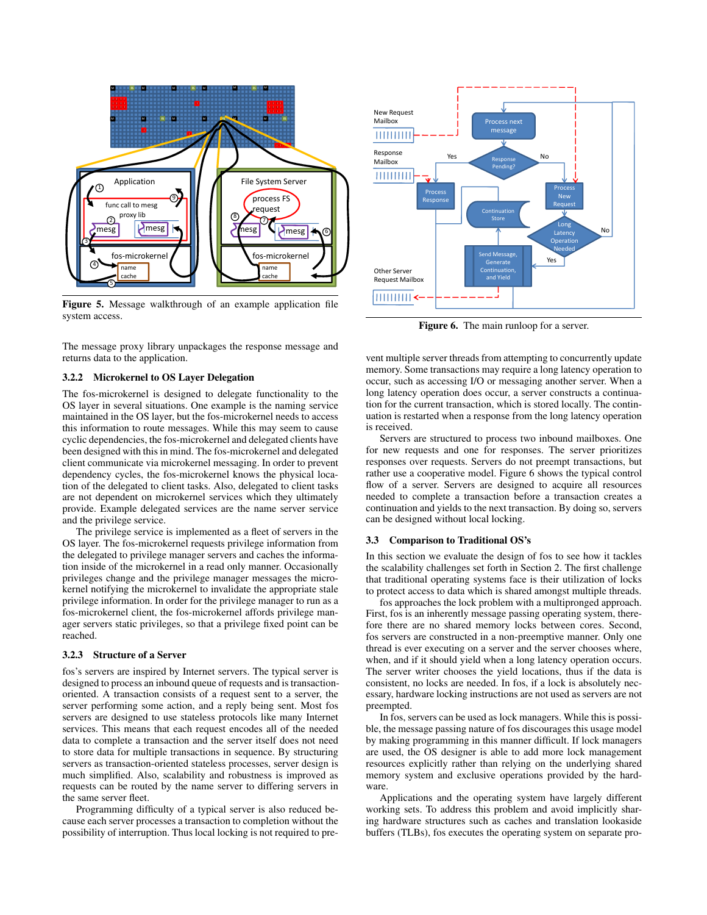Application

func call to mesg proxy lib

mesg

fos-microkernel

name cache

File System Server

process FS request

mesg

fos-microkernel

name cache

**Figure 5.** Message walkthrough of an example application file system access.

New Request Mailbox

Response Mailbox

Process next message

Response Pending?

Yes

No

Process Response

Process New Request

Continuation Store

Long Latency Operation Needed

No

Yes

Send Message, Generate Continuation, and Yield

Other Server Request Mailbox

**Figure 6.** The main runloop for a server.

The message proxy library unpackages the response message and returns data to the application.

### 3.2.2 Microkernel to OS Layer Delegation

The fos-microkernel is designed to delegate functionality to the OS layer in several situations. One example is the naming service maintained in the OS layer, but the fos-microkernel needs to access this information to route messages. While this may seem to cause cyclic dependencies, the fos-microkernel and delegated clients have been designed with this in mind. The fos-microkernel and delegated client communicate via microkernel messaging. In order to prevent dependency cycles, the fos-microkernel knows the physical location of the delegated to client tasks. Also, delegated to client tasks are not dependent on microkernel services which they ultimately provide. Example delegated services are the name server service and the privilege service.

The privilege service is implemented as a fleet of servers in the OS layer. The fos-microkernel requests privilege information from the delegated to privilege manager servers and caches the information inside of the microkernel in a read only manner. Occasionally privileges change and the privilege manager messages the microkernel notifying the microkernel to invalidate the appropriate stale privilege information. In order for the privilege manager to run as a fos-microkernel client, the fos-microkernel affords privilege manager servers static privileges, so that a privilege fixed point can be reached.

### 3.2.3 Structure of a Server

fos's servers are inspired by Internet servers. The typical server is designed to process an inbound queue of requests and is transaction-oriented. A transaction consists of a request sent to a server, the server performing some action, and a reply being sent. Most fos servers are designed to use stateless protocols like many Internet services. This means that each request encodes all of the needed data to complete a transaction and the server itself does not need to store data for multiple transactions in sequence. By structuring servers as transaction-oriented stateless processes, server design is much simplified. Also, scalability and robustness is improved as requests can be routed by the name server to differing servers in the same server fleet.

Programming difficulty of a typical server is also reduced because each server processes a transaction to completion without the possibility of interruption. Thus local locking is not required to prevent multiple server threads from attempting to concurrently update memory. Some transactions may require a long latency operation to occur, such as accessing I/O or messaging another server. When a long latency operation does occur, a server constructs a continuation for the current transaction, which is stored locally. The continuation is restarted when a response from the long latency operation is received.

Servers are structured to process two inbound mailboxes. One for new requests and one for responses. The server prioritizes responses over requests. Servers do not preempt transactions, but rather use a cooperative model. Figure 6 shows the typical control flow of a server. Servers are designed to acquire all resources needed to complete a transaction before a transaction creates a continuation and yields to the next transaction. By doing so, servers can be designed without local locking.

## 3.3 Comparison to Traditional OS's

In this section we evaluate the design of fos to see how it tackles the scalability challenges set forth in Section 2. The first challenge that traditional operating systems face is their utilization of locks to protect access to data which is shared amongst multiple threads.

fos approaches the lock problem with a multipronged approach. First, fos is an inherently message passing operating system, therefore there are no shared memory locks between cores. Second, fos servers are constructed in a non-preemptive manner. Only one thread is ever executing on a server and the server chooses where, when, and if it should yield when a long latency operation occurs. The server writer chooses the yield locations, thus if the data is consistent, no locks are needed. In fos, if a lock is absolutely necessary, hardware locking instructions are not used as servers are not preempted.

In fos, servers can be used as lock managers. While this is possible, the message passing nature of fos discourages this usage model by making programming in this manner difficult. If lock managers are used, the OS designer is able to add more lock management resources explicitly rather than relying on the underlying shared memory system and exclusive operations provided by the hardware.

Applications and the operating system have largely different working sets. To address this problem and avoid implicitly sharing hardware structures such as caches and translation lookaside buffers (TLBs), fos executes the operating system on separate pro-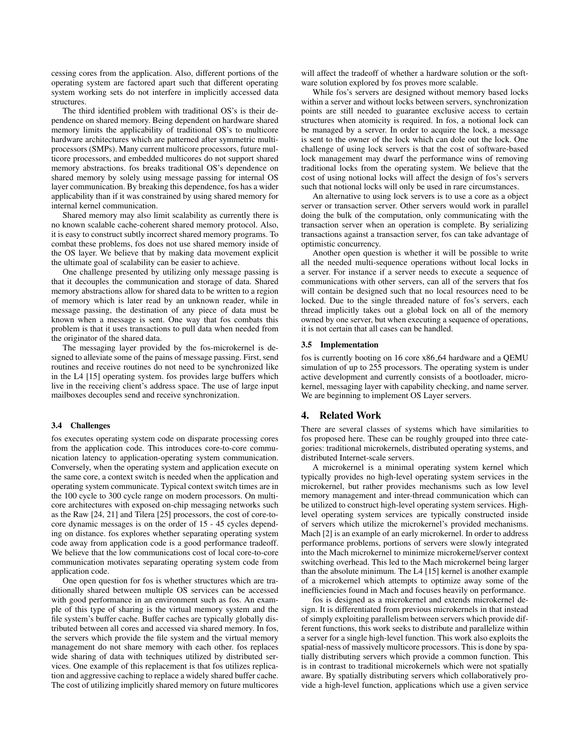cessing cores from the application. Also, different portions of the operating system are factored apart such that different operating system working sets do not interfere in implicitly accessed data structures.

The third identified problem with traditional OS's is their dependence on shared memory. Being dependent on hardware shared memory limits the applicability of traditional OS's to multicore hardware architectures which are patterned after symmetric multiprocessors (SMPs). Many current multicore processors, future multicore processors, and embedded multicores do not support shared memory abstractions. fos breaks traditional OS's dependence on shared memory by solely using message passing for internal OS layer communication. By breaking this dependence, fos has a wider applicability than if it was constrained by using shared memory for internal kernel communication.

Shared memory may also limit scalability as currently there is no known scalable cache-coherent shared memory protocol. Also, it is easy to construct subtly incorrect shared memory programs. To combat these problems, fos does not use shared memory inside of the OS layer. We believe that by making data movement explicit the ultimate goal of scalability can be easier to achieve.

One challenge presented by utilizing only message passing is that it decouples the communication and storage of data. Shared memory abstractions allow for shared data to be written to a region of memory which is later read by an unknown reader, while in message passing, the destination of any piece of data must be known when a message is sent. One way that fos combats this problem is that it uses transactions to pull data when needed from the originator of the shared data.

The messaging layer provided by the fos-microkernel is designed to alleviate some of the pains of message passing. First, send routines and receive routines do not need to be synchronized like in the L4 [15] operating system. fos provides large buffers which live in the receiving client's address space. The use of large input mailboxes decouples send and receive synchronization.

### 3.4 Challenges

fos executes operating system code on disparate processing cores from the application code. This introduces core-to-core communication latency to application-operating system communication. Conversely, when the operating system and application execute on the same core, a context switch is needed when the application and operating system communicate. Typical context switch times are in the 100 cycle to 300 cycle range on modern processors. On multicore architectures with exposed on-chip messaging networks such as the Raw [24, 21] and Tilera [25] processors, the cost of core-to-core dynamic messages is on the order of 15 - 45 cycles depending on distance. fos explores whether separating operating system code away from application code is a good performance tradeoff. We believe that the low communications cost of local core-to-core communication motivates separating operating system code from application code.

One open question for fos is whether structures which are traditionally shared between multiple OS services can be accessed with good performance in an environment such as fos. An example of this type of sharing is the virtual memory system and the file system's buffer cache. Buffer caches are typically globally distributed between all cores and accessed via shared memory. In fos, the servers which provide the file system and the virtual memory management do not share memory with each other. fos replaces wide sharing of data with techniques utilized by distributed services. One example of this replacement is that fos utilizes replication and aggressive caching to replace a widely shared buffer cache. The cost of utilizing implicitly shared memory on future multicores will affect the tradeoff of whether a hardware solution or the software solution explored by fos proves more scalable.

While fos's servers are designed without memory based locks within a server and without locks between servers, synchronization points are still needed to guarantee exclusive access to certain structures when atomicity is required. In fos, a notional lock can be managed by a server. In order to acquire the lock, a message is sent to the owner of the lock which can dole out the lock. One challenge of using lock servers is that the cost of software-based lock management may dwarf the performance wins of removing traditional locks from the operating system. We believe that the cost of using notional locks will affect the design of fos's servers such that notional locks will only be used in rare circumstances.

An alternative to using lock servers is to use a core as a object server or transaction server. Other servers would work in parallel doing the bulk of the computation, only communicating with the transaction server when an operation is complete. By serializing transactions against a transaction server, fos can take advantage of optimistic concurrency.

Another open question is whether it will be possible to write all the needed multi-sequence operations without local locks in a server. For instance if a server needs to execute a sequence of communications with other servers, can all of the servers that fos will contain be designed such that no local resources need to be locked. Due to the single threaded nature of fos's servers, each thread implicitly takes out a global lock on all of the memory owned by one server, but when executing a sequence of operations, it is not certain that all cases can be handled.

### 3.5 Implementation

fos is currently booting on 16 core x86_64 hardware and a QEMU simulation of up to 255 processors. The operating system is under active development and currently consists of a bootloader, microkernel, messaging layer with capability checking, and name server. We are beginning to implement OS Layer servers.

## 4. Related Work

There are several classes of systems which have similarities to fos proposed here. These can be roughly grouped into three categories: traditional microkernels, distributed operating systems, and distributed Internet-scale servers.

A microkernel is a minimal operating system kernel which typically provides no high-level operating system services in the microkernel, but rather provides mechanisms such as low level memory management and inter-thread communication which can be utilized to construct high-level operating system services. High-level operating system services are typically constructed inside of servers which utilize the microkernel's provided mechanisms. Mach [2] is an example of an early microkernel. In order to address performance problems, portions of servers were slowly integrated into the Mach microkernel to minimize microkernel/server context switching overhead. This led to the Mach microkernel being larger than the absolute minimum. The L4 [15] kernel is another example of a microkernel which attempts to optimize away some of the inefficiencies found in Mach and focuses heavily on performance.

fos is designed as a microkernel and extends microkernel design. It is differentiated from previous microkernels in that instead of simply exploiting parallelism between servers which provide different functions, this work seeks to distribute and parallelize within a server for a single high-level function. This work also exploits the spatial-ness of massively multicore processors. This is done by spatially distributing servers which provide a common function. This is in contrast to traditional microkernels which were not spatially aware. By spatially distributing servers which collaboratively provide a high-level function, applications which use a given service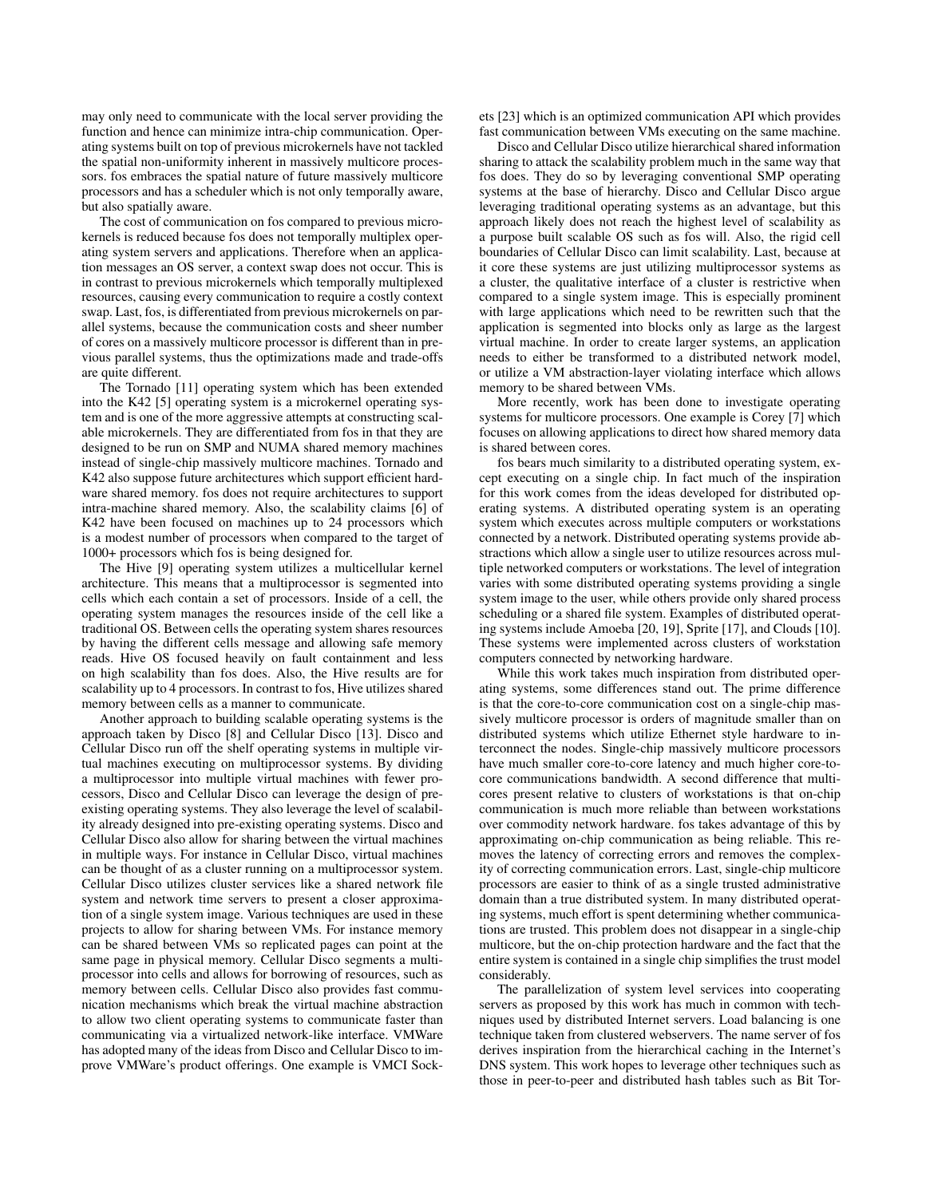may only need to communicate with the local server providing the function and hence can minimize intra-chip communication. Operating systems built on top of previous microkernels have not tackled the spatial non-uniformity inherent in massively multicore processors. fos embraces the spatial nature of future massively multicore processors and has a scheduler which is not only temporally aware, but also spatially aware.

The cost of communication on fos compared to previous microkernels is reduced because fos does not temporally multiplex operating system servers and applications. Therefore when an application messages an OS server, a context swap does not occur. This is in contrast to previous microkernels which temporally multiplexed resources, causing every communication to require a costly context swap. Last, fos, is differentiated from previous microkernels on parallel systems, because the communication costs and sheer number of cores on a massively multicore processor is different than in previous parallel systems, thus the optimizations made and trade-offs are quite different.

The Tornado [11] operating system which has been extended into the K42 [5] operating system is a microkernel operating system and is one of the more aggressive attempts at constructing scalable microkernels. They are differentiated from fos in that they are designed to be run on SMP and NUMA shared memory machines instead of single-chip massively multicore machines. Tornado and K42 also suppose future architectures which support efficient hardware shared memory. fos does not require architectures to support intra-machine shared memory. Also, the scalability claims [6] of K42 have been focused on machines up to 24 processors which is a modest number of processors when compared to the target of 1000+ processors which fos is being designed for.

The Hive [9] operating system utilizes a multicellular kernel architecture. This means that a multiprocessor is segmented into cells which each contain a set of processors. Inside of a cell, the operating system manages the resources inside of the cell like a traditional OS. Between cells the operating system shares resources by having the different cells message and allowing safe memory reads. Hive OS focused heavily on fault containment and less on high scalability than fos does. Also, the Hive results are for scalability up to 4 processors. In contrast to fos, Hive utilizes shared memory between cells as a manner to communicate.

Another approach to building scalable operating systems is the approach taken by Disco [8] and Cellular Disco [13]. Disco and Cellular Disco run off the shelf operating systems in multiple virtual machines executing on multiprocessor systems. By dividing a multiprocessor into multiple virtual machines with fewer processors, Disco and Cellular Disco can leverage the design of preexisting operating systems. They also leverage the level of scalability already designed into pre-existing operating systems. Disco and Cellular Disco also allow for sharing between the virtual machines in multiple ways. For instance in Cellular Disco, virtual machines can be thought of as a cluster running on a multiprocessor system. Cellular Disco utilizes cluster services like a shared network file system and network time servers to present a closer approximation of a single system image. Various techniques are used in these projects to allow for sharing between VMs. For instance memory can be shared between VMs so replicated pages can point at the same page in physical memory. Cellular Disco segments a multiprocessor into cells and allows for borrowing of resources, such as memory between cells. Cellular Disco also provides fast communication mechanisms which break the virtual machine abstraction to allow two client operating systems to communicate faster than communicating via a virtualized network-like interface. VMWare has adopted many of the ideas from Disco and Cellular Disco to improve VMWare's product offerings. One example is VMCI Sockets [23] which is an optimized communication API which provides fast communication between VMs executing on the same machine.

Disco and Cellular Disco utilize hierarchical shared information sharing to attack the scalability problem much in the same way that fos does. They do so by leveraging conventional SMP operating systems at the base of hierarchy. Disco and Cellular Disco argue leveraging traditional operating systems as an advantage, but this approach likely does not reach the highest level of scalability as a purpose built scalable OS such as fos will. Also, the rigid cell boundaries of Cellular Disco can limit scalability. Last, because at it core these systems are just utilizing multiprocessor systems as a cluster, the qualitative interface of a cluster is restrictive when compared to a single system image. This is especially prominent with large applications which need to be rewritten such that the application is segmented into blocks only as large as the largest virtual machine. In order to create larger systems, an application needs to either be transformed to a distributed network model, or utilize a VM abstraction-layer violating interface which allows memory to be shared between VMs.

More recently, work has been done to investigate operating systems for multicore processors. One example is Corey [7] which focuses on allowing applications to direct how shared memory data is shared between cores.

fos bears much similarity to a distributed operating system, except executing on a single chip. In fact much of the inspiration for this work comes from the ideas developed for distributed operating systems. A distributed operating system is an operating system which executes across multiple computers or workstations connected by a network. Distributed operating systems provide abstractions which allow a single user to utilize resources across multiple networked computers or workstations. The level of integration varies with some distributed operating systems providing a single system image to the user, while others provide only shared process scheduling or a shared file system. Examples of distributed operating systems include Amoeba [20, 19], Sprite [17], and Clouds [10]. These systems were implemented across clusters of workstation computers connected by networking hardware.

While this work takes much inspiration from distributed operating systems, some differences stand out. The prime difference is that the core-to-core communication cost on a single-chip massively multicore processor is orders of magnitude smaller than on distributed systems which utilize Ethernet style hardware to interconnect the nodes. Single-chip massively multicore processors have much smaller core-to-core latency and much higher core-to-core communications bandwidth. A second difference that multicores present relative to clusters of workstations is that on-chip communication is much more reliable than between workstations over commodity network hardware. fos takes advantage of this by approximating on-chip communication as being reliable. This removes the latency of correcting errors and removes the complexity of correcting communication errors. Last, single-chip multicore processors are easier to think of as a single trusted administrative domain than a true distributed system. In many distributed operating systems, much effort is spent determining whether communications are trusted. This problem does not disappear in a single-chip multicore, but the on-chip protection hardware and the fact that the entire system is contained in a single chip simplifies the trust model considerably.

The parallelization of system level services into cooperating servers as proposed by this work has much in common with techniques used by distributed Internet servers. Load balancing is one technique taken from clustered webservers. The name server of fos derives inspiration from the hierarchical caching in the Internet's DNS system. This work hopes to leverage other techniques such as those in peer-to-peer and distributed hash tables such as Bit Tor-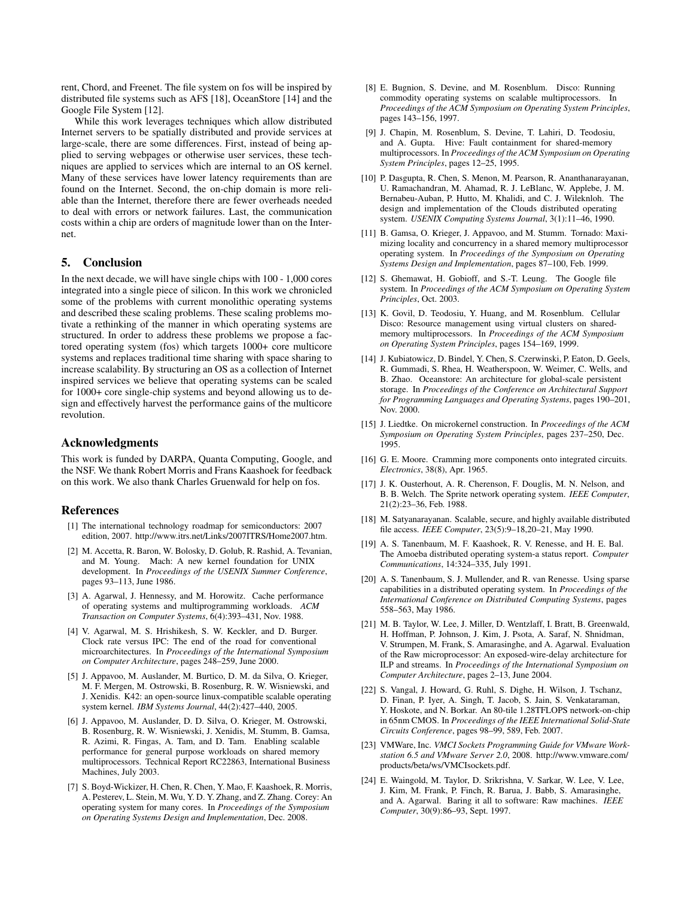rent, Chord, and Freenet. The file system on fos will be inspired by distributed file systems such as AFS [18], OceanStore [14] and the Google File System [12].

While this work leverages techniques which allow distributed Internet servers to be spatially distributed and provide services at large-scale, there are some differences. First, instead of being applied to serving webpages or otherwise user services, these techniques are applied to services which are internal to an OS kernel. Many of these services have lower latency requirements than are found on the Internet. Second, the on-chip domain is more reliable than the Internet, therefore there are fewer overheads needed to deal with errors or network failures. Last, the communication costs within a chip are orders of magnitude lower than on the Internet.

## 5. Conclusion

In the next decade, we will have single chips with 100 - 1,000 cores integrated into a single piece of silicon. In this work we chronicled some of the problems with current monolithic operating systems and described these scaling problems. These scaling problems motivate a rethinking of the manner in which operating systems are structured. In order to address these problems we propose a factored operating system (fos) which targets 1000+ core multicore systems and replaces traditional time sharing with space sharing to increase scalability. By structuring an OS as a collection of Internet inspired services we believe that operating systems can be scaled for 1000+ core single-chip systems and beyond allowing us to design and effectively harvest the performance gains of the multicore revolution.

## Acknowledgments

This work is funded by DARPA, Quanta Computing, Google, and the NSF. We thank Robert Morris and Frans Kaashoek for feedback on this work. We also thank Charles Gruenwald for help on fos.

## References

[1] The international technology roadmap for semiconductors: 2007 edition, 2007. http://www.itrs.net/Links/2007ITRS/Home2007.htm.

[2] M. Accetta, R. Baron, W. Bolosky, D. Golub, R. Rashid, A. Tevanian, and M. Young. Mach: A new kernel foundation for UNIX development. In *Proceedings of the USENIX Summer Conference*, pages 93–113, June 1986.

[3] A. Agarwal, J. Hennessy, and M. Horowitz. Cache performance of operating systems and multiprogramming workloads. *ACM Transaction on Computer Systems*, 6(4):393–431, Nov. 1988.

[4] V. Agarwal, M. S. Hrishikesh, S. W. Keckler, and D. Burger. Clock rate versus IPC: The end of the road for conventional microarchitectures. In *Proceedings of the International Symposium on Computer Architecture*, pages 248–259, June 2000.

[5] J. Appavoo, M. Auslander, M. Burtico, D. M. da Silva, O. Krieger, M. F. Mergen, M. Ostrowski, B. Rosenburg, R. W. Wisniewski, and J. Xenidis. K42: an open-source linux-compatible scalable operating system kernel. *IBM Systems Journal*, 44(2):427–440, 2005.

[6] J. Appavoo, M. Auslander, D. D. Silva, O. Krieger, M. Ostrowski, B. Rosenburg, R. W. Wisniewski, J. Xenidis, M. Stumm, B. Gamsa, R. Azimi, R. Fingas, A. Tam, and D. Tam. Enabling scalable performance for general purpose workloads on shared memory multiprocessors. Technical Report RC22863, International Business Machines, July 2003.

[7] S. Boyd-Wickizer, H. Chen, R. Chen, Y. Mao, F. Kaashoek, R. Morris, A. Pesterev, L. Stein, M. Wu, Y. D. Y. Zhang, and Z. Zhang. Corey: An operating system for many cores. In *Proceedings of the Symposium on Operating Systems Design and Implementation*, Dec. 2008.

[8] E. Bugnion, S. Devine, and M. Rosenblum. Disco: Running commodity operating systems on scalable multiprocessors. In *Proceedings of the ACM Symposium on Operating System Principles*, pages 143–156, 1997.

[9] J. Chapin, M. Rosenblum, S. Devine, T. Lahiri, D. Teodosiu, and A. Gupta. Hive: Fault containment for shared-memory multiprocessors. In *Proceedings of the ACM Symposium on Operating System Principles*, pages 12–25, 1995.

[10] P. Dasgupta, R. Chen, S. Menon, M. Pearson, R. Ananthanarayanan, U. Ramachandran, M. Ahamad, R. J. LeBlanc, W. Applebe, J. M. Bernabeu-Auban, P. Hutto, M. Khalidi, and C. J. Wileknloh. The design and implementation of the Clouds distributed operating system. *USENIX Computing Systems Journal*, 3(1):11–46, 1990.

[11] B. Gamsa, O. Krieger, J. Appavoo, and M. Stumm. Tornado: Maximizing locality and concurrency in a shared memory multiprocessor operating system. In *Proceedings of the Symposium on Operating Systems Design and Implementation*, pages 87–100, Feb. 1999.

[12] S. Ghemawat, H. Gobioff, and S.-T. Leung. The Google file system. In *Proceedings of the ACM Symposium on Operating System Principles*, Oct. 2003.

[13] K. Govil, D. Teodosiu, Y. Huang, and M. Rosenblum. Cellular Disco: Resource management using virtual clusters on shared-memory multiprocessors. In *Proceedings of the ACM Symposium on Operating System Principles*, pages 154–169, 1999.

[14] J. Kubiatowicz, D. Bindel, Y. Chen, S. Czerwinski, P. Eaton, D. Geels, R. Gummadi, S. Rhea, H. Weatherspoon, W. Weimer, C. Wells, and B. Zhao. Oceanstore: An architecture for global-scale persistent storage. In *Proceedings of the Conference on Architectural Support for Programming Languages and Operating Systems*, pages 190–201, Nov. 2000.

[15] J. Liedtke. On microkernel construction. In *Proceedings of the ACM Symposium on Operating System Principles*, pages 237–250, Dec. 1995.

[16] G. E. Moore. Cramming more components onto integrated circuits. *Electronics*, 38(8), Apr. 1965.

[17] J. K. Ousterhout, A. R. Cherenson, F. Douglis, M. N. Nelson, and B. B. Welch. The Sprite network operating system. *IEEE Computer*, 21(2):23–36, Feb. 1988.

[18] M. Satyanarayanan. Scalable, secure, and highly available distributed file access. *IEEE Computer*, 23(5):9–18,20–21, May 1990.

[19] A. S. Tanenbaum, M. F. Kaashoek, R. V. Renesse, and H. E. Bal. The Amoeba distributed operating system-a status report. *Computer Communications*, 14:324–335, July 1991.

[20] A. S. Tanenbaum, S. J. Mullender, and R. van Renesse. Using sparse capabilities in a distributed operating system. In *Proceedings of the International Conference on Distributed Computing Systems*, pages 558–563, May 1986.

[21] M. B. Taylor, W. Lee, J. Miller, D. Wentzlaff, I. Bratt, B. Greenwald, H. Hoffman, P. Johnson, J. Kim, J. Psota, A. Saraf, N. Shnidman, V. Strumpen, M. Frank, S. Amarasinghe, and A. Agarwal. Evaluation of the Raw microprocessor: An exposed-wire-delay architecture for ILP and streams. In *Proceedings of the International Symposium on Computer Architecture*, pages 2–13, June 2004.

[22] S. Vangal, J. Howard, G. Ruhl, S. Dighe, H. Wilson, J. Tschanz, D. Finan, P. Iyer, A. Singh, T. Jacob, S. Jain, S. Venkataraman, Y. Hoskote, and N. Borkar. An 80-tile 1.28TFLOPS network-on-chip in 65nm CMOS. In *Proceedings of the IEEE International Solid-State Circuits Conference*, pages 98–99, 589, Feb. 2007.

[23] VMWare, Inc. *VMCI Sockets Programming Guide for VMware Workstation 6.5 and VMware Server 2.0*, 2008. http://www.vmware.com/products/beta/ws/VMCIsockets.pdf.

[24] E. Waingold, M. Taylor, D. Srikrishna, V. Sarkar, W. Lee, V. Lee, J. Kim, M. Frank, P. Finch, R. Barua, J. Babb, S. Amarasinghe, and A. Agarwal. Baring it all to software: Raw machines. *IEEE Computer*, 30(9):86–93, Sept. 1997.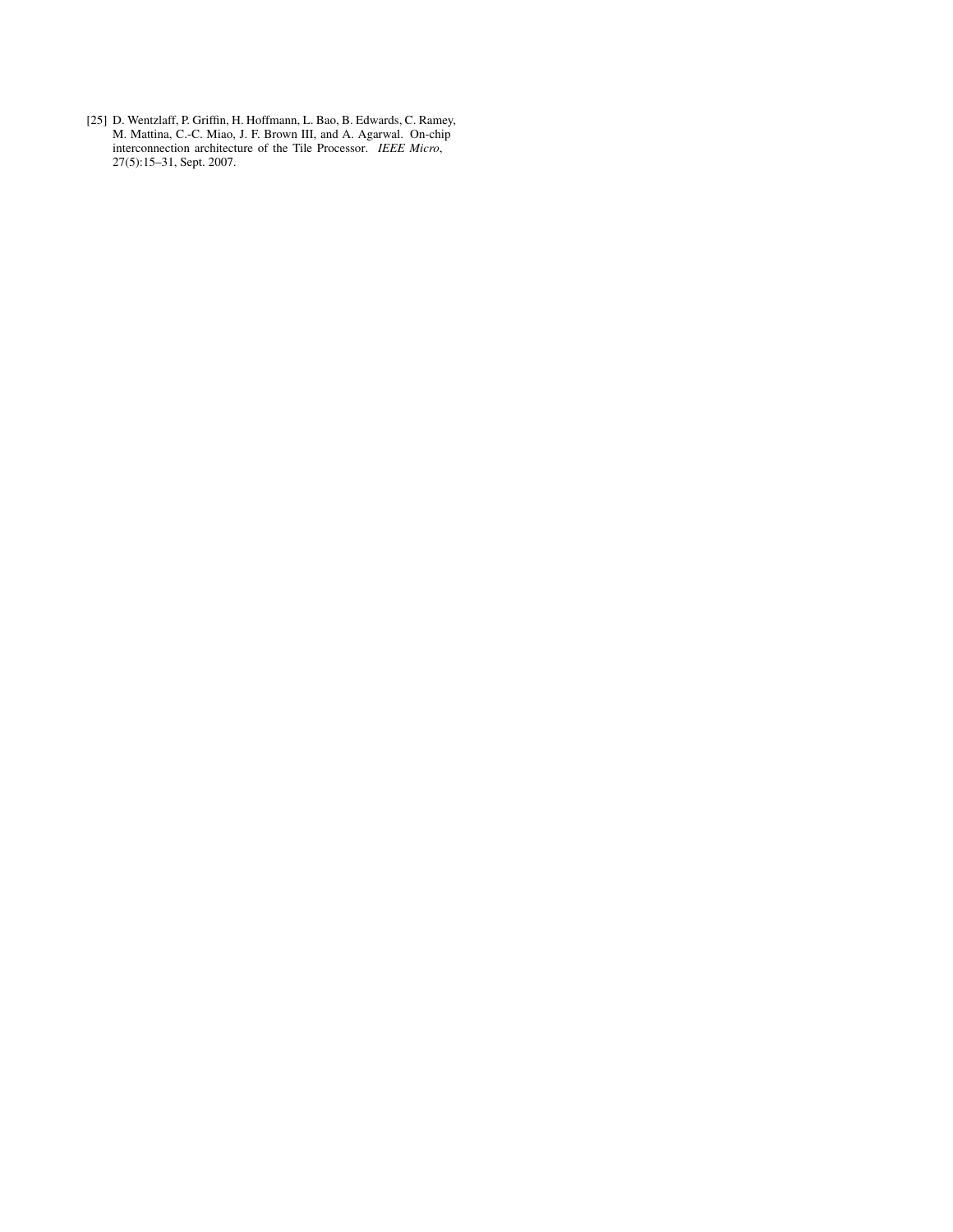[25] D. Wentzlaff, P. Griffin, H. Hoffmann, L. Bao, B. Edwards, C. Ramey, M. Mattina, C.-C. Miao, J. F. Brown III, and A. Agarwal. On-chip interconnection architecture of the Tile Processor. *IEEE Micro*, 27(5):15–31, Sept. 2007.